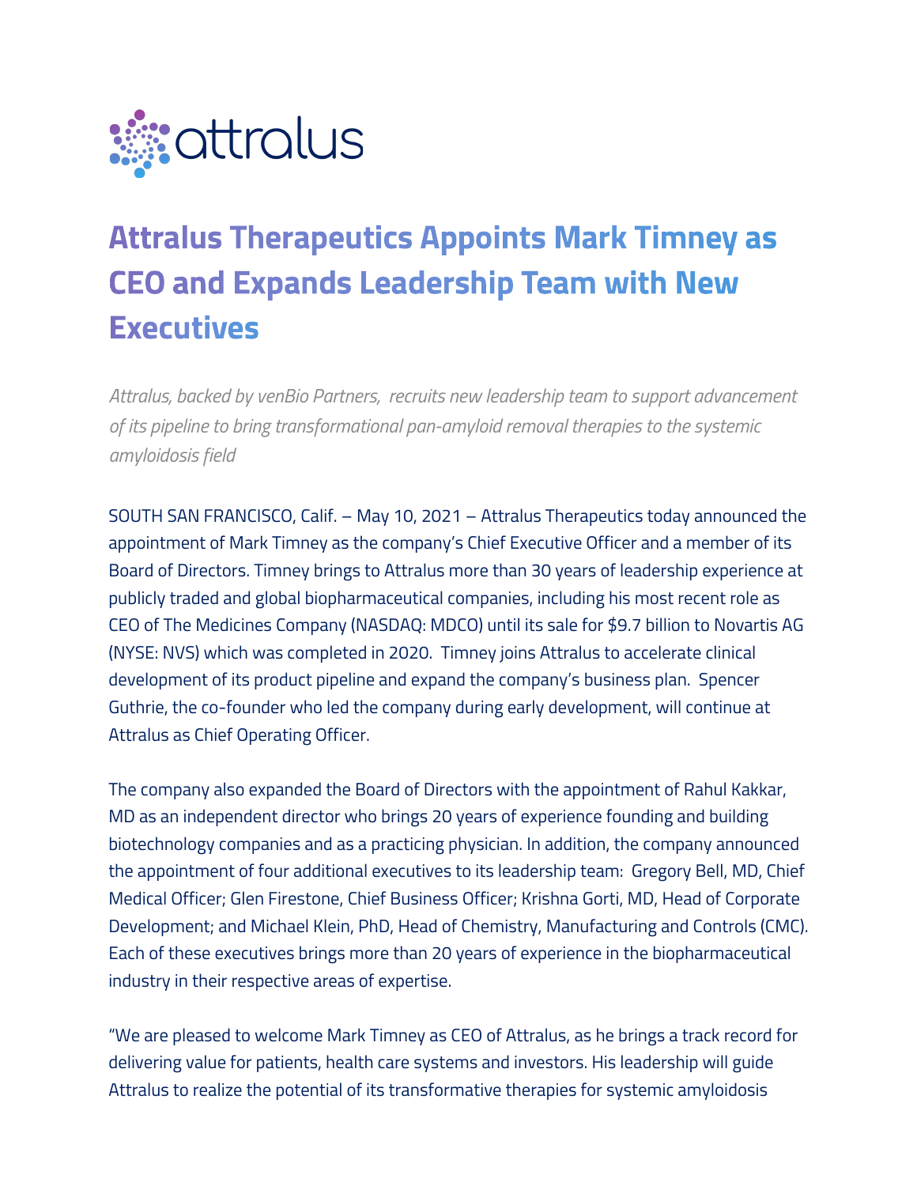attralus

# Attralus Therapeutics Appoints Mark Timney as CEO and Expands Leadership Team with New Executives

*Attralus, backed by venBio Partners, recruits new leadership team to support advancement of its pipeline to bring transformational pan-amyloid removal therapies to the systemic amyloidosis field*

SOUTH SAN FRANCISCO, Calif. – May 10, 2021 – Attralus Therapeutics today announced the appointment of Mark Timney as the company's Chief Executive Officer and a member of its Board of Directors. Timney brings to Attralus more than 30 years of leadership experience at publicly traded and global biopharmaceutical companies, including his most recent role as CEO of The Medicines Company (NASDAQ: MDCO) until its sale for $9.7 billion to Novartis AG (NYSE: NVS) which was completed in 2020. Timney joins Attralus to accelerate clinical development of its product pipeline and expand the company's business plan. Spencer Guthrie, the co-founder who led the company during early development, will continue at Attralus as Chief Operating Officer.

The company also expanded the Board of Directors with the appointment of Rahul Kakkar, MD as an independent director who brings 20 years of experience founding and building biotechnology companies and as a practicing physician. In addition, the company announced the appointment of four additional executives to its leadership team: Gregory Bell, MD, Chief Medical Officer; Glen Firestone, Chief Business Officer; Krishna Gorti, MD, Head of Corporate Development; and Michael Klein, PhD, Head of Chemistry, Manufacturing and Controls (CMC). Each of these executives brings more than 20 years of experience in the biopharmaceutical industry in their respective areas of expertise.

"We are pleased to welcome Mark Timney as CEO of Attralus, as he brings a track record for delivering value for patients, health care systems and investors. His leadership will guide Attralus to realize the potential of its transformative therapies for systemic amyloidosis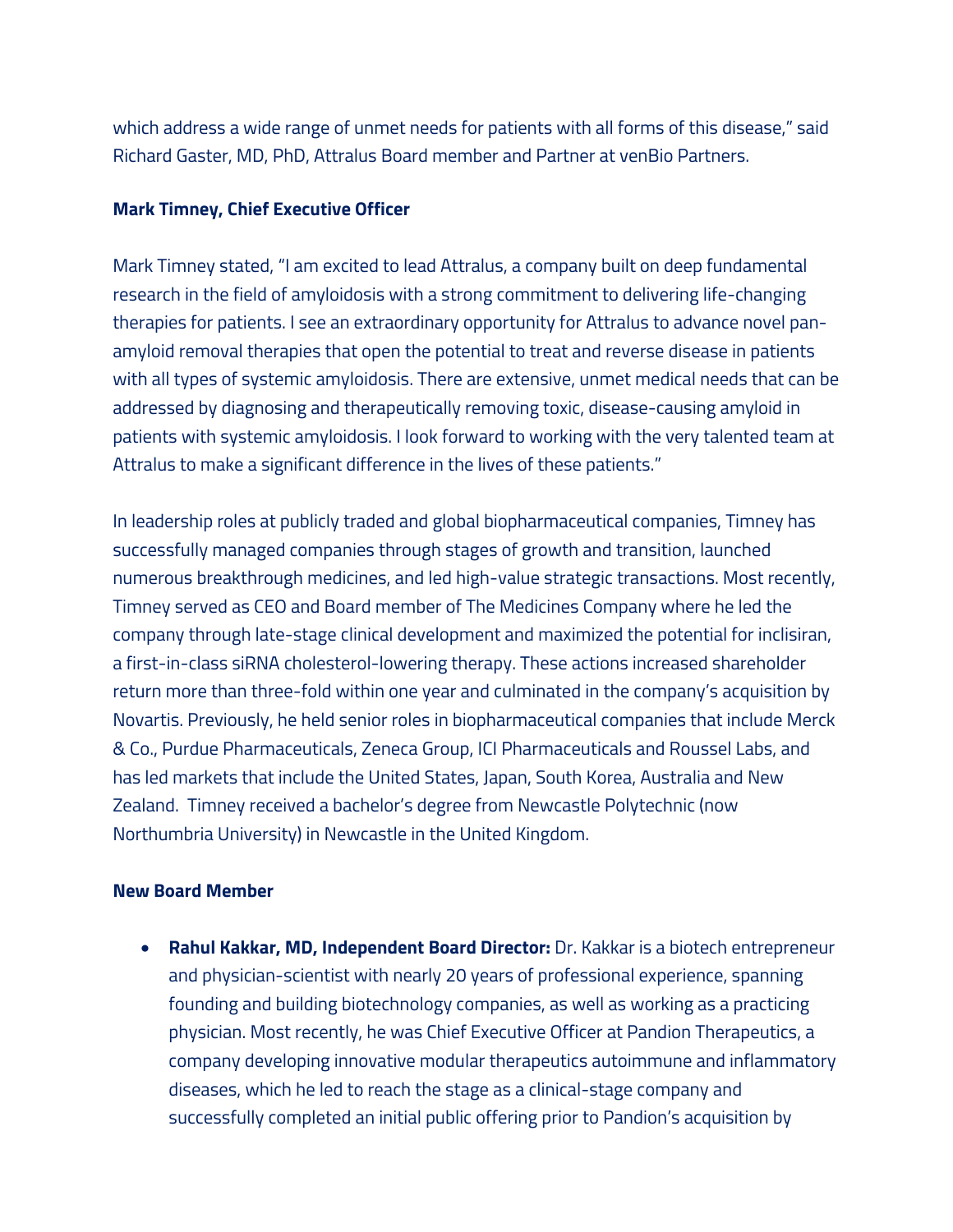which address a wide range of unmet needs for patients with all forms of this disease," said Richard Gaster, MD, PhD, Attralus Board member and Partner at venBio Partners.

**Mark Timney, Chief Executive Officer**

Mark Timney stated, "I am excited to lead Attralus, a company built on deep fundamental research in the field of amyloidosis with a strong commitment to delivering life-changing therapies for patients. I see an extraordinary opportunity for Attralus to advance novel pan-amyloid removal therapies that open the potential to treat and reverse disease in patients with all types of systemic amyloidosis. There are extensive, unmet medical needs that can be addressed by diagnosing and therapeutically removing toxic, disease-causing amyloid in patients with systemic amyloidosis. I look forward to working with the very talented team at Attralus to make a significant difference in the lives of these patients."

In leadership roles at publicly traded and global biopharmaceutical companies, Timney has successfully managed companies through stages of growth and transition, launched numerous breakthrough medicines, and led high-value strategic transactions. Most recently, Timney served as CEO and Board member of The Medicines Company where he led the company through late-stage clinical development and maximized the potential for inclisiran, a first-in-class siRNA cholesterol-lowering therapy. These actions increased shareholder return more than three-fold within one year and culminated in the company's acquisition by Novartis. Previously, he held senior roles in biopharmaceutical companies that include Merck & Co., Purdue Pharmaceuticals, Zeneca Group, ICI Pharmaceuticals and Roussel Labs, and has led markets that include the United States, Japan, South Korea, Australia and New Zealand. Timney received a bachelor's degree from Newcastle Polytechnic (now Northumbria University) in Newcastle in the United Kingdom.

**New Board Member**

- **Rahul Kakkar, MD, Independent Board Director:** Dr. Kakkar is a biotech entrepreneur and physician-scientist with nearly 20 years of professional experience, spanning founding and building biotechnology companies, as well as working as a practicing physician. Most recently, he was Chief Executive Officer at Pandion Therapeutics, a company developing innovative modular therapeutics autoimmune and inflammatory diseases, which he led to reach the stage as a clinical-stage company and successfully completed an initial public offering prior to Pandion's acquisition by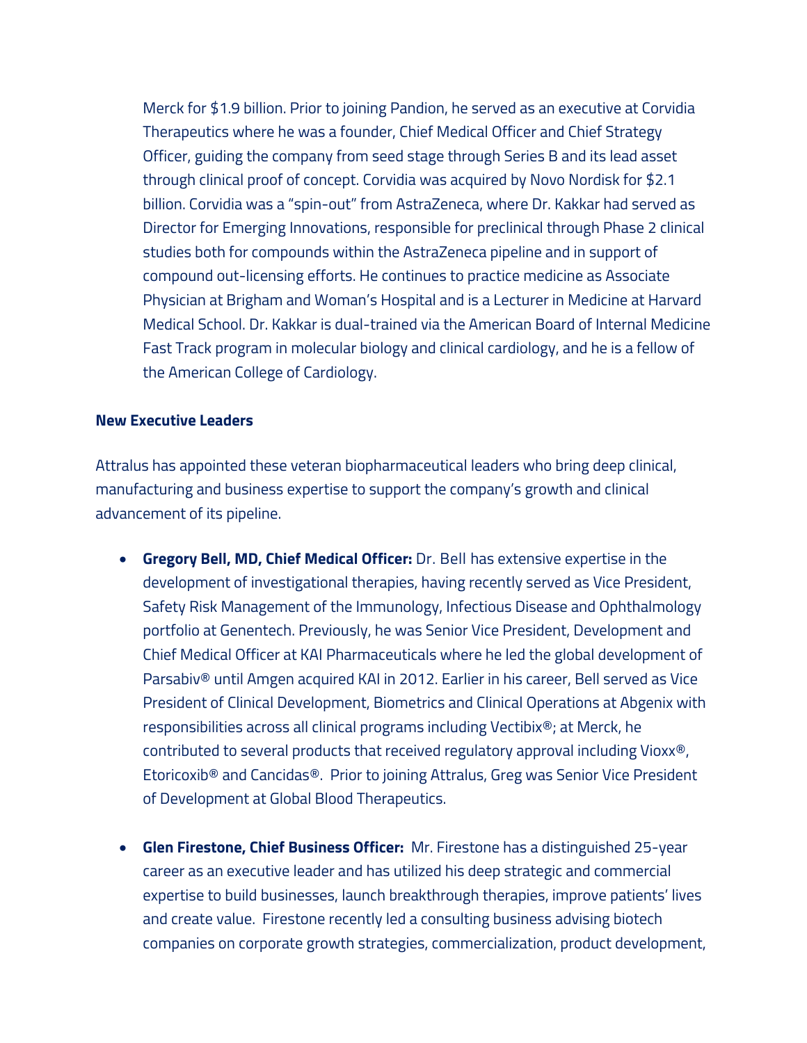Merck for $1.9 billion. Prior to joining Pandion, he served as an executive at Corvidia Therapeutics where he was a founder, Chief Medical Officer and Chief Strategy Officer, guiding the company from seed stage through Series B and its lead asset through clinical proof of concept. Corvidia was acquired by Novo Nordisk for $2.1 billion. Corvidia was a "spin-out" from AstraZeneca, where Dr. Kakkar had served as Director for Emerging Innovations, responsible for preclinical through Phase 2 clinical studies both for compounds within the AstraZeneca pipeline and in support of compound out-licensing efforts. He continues to practice medicine as Associate Physician at Brigham and Woman's Hospital and is a Lecturer in Medicine at Harvard Medical School. Dr. Kakkar is dual-trained via the American Board of Internal Medicine Fast Track program in molecular biology and clinical cardiology, and he is a fellow of the American College of Cardiology.

**New Executive Leaders**

Attralus has appointed these veteran biopharmaceutical leaders who bring deep clinical, manufacturing and business expertise to support the company's growth and clinical advancement of its pipeline.

- **Gregory Bell, MD, Chief Medical Officer:** Dr. Bell has extensive expertise in the development of investigational therapies, having recently served as Vice President, Safety Risk Management of the Immunology, Infectious Disease and Ophthalmology portfolio at Genentech. Previously, he was Senior Vice President, Development and Chief Medical Officer at KAI Pharmaceuticals where he led the global development of Parsabiv® until Amgen acquired KAI in 2012. Earlier in his career, Bell served as Vice President of Clinical Development, Biometrics and Clinical Operations at Abgenix with responsibilities across all clinical programs including Vectibix®; at Merck, he contributed to several products that received regulatory approval including Vioxx®, Etoricoxib® and Cancidas®. Prior to joining Attralus, Greg was Senior Vice President of Development at Global Blood Therapeutics.

- **Glen Firestone, Chief Business Officer:** Mr. Firestone has a distinguished 25-year career as an executive leader and has utilized his deep strategic and commercial expertise to build businesses, launch breakthrough therapies, improve patients' lives and create value. Firestone recently led a consulting business advising biotech companies on corporate growth strategies, commercialization, product development,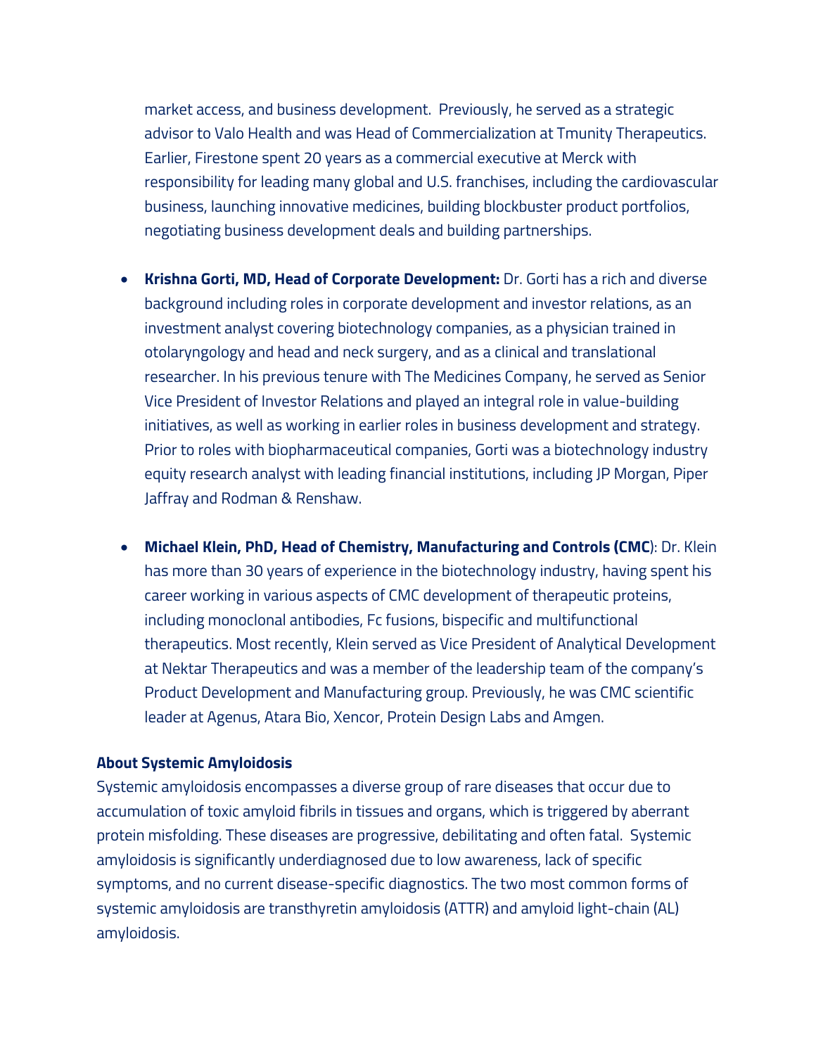market access, and business development.  Previously, he served as a strategic advisor to Valo Health and was Head of Commercialization at Tmunity Therapeutics. Earlier, Firestone spent 20 years as a commercial executive at Merck with responsibility for leading many global and U.S. franchises, including the cardiovascular business, launching innovative medicines, building blockbuster product portfolios, negotiating business development deals and building partnerships.

- **Krishna Gorti, MD, Head of Corporate Development:** Dr. Gorti has a rich and diverse background including roles in corporate development and investor relations, as an investment analyst covering biotechnology companies, as a physician trained in otolaryngology and head and neck surgery, and as a clinical and translational researcher. In his previous tenure with The Medicines Company, he served as Senior Vice President of Investor Relations and played an integral role in value-building initiatives, as well as working in earlier roles in business development and strategy. Prior to roles with biopharmaceutical companies, Gorti was a biotechnology industry equity research analyst with leading financial institutions, including JP Morgan, Piper Jaffray and Rodman & Renshaw.

- **Michael Klein, PhD, Head of Chemistry, Manufacturing and Controls (CMC)**: Dr. Klein has more than 30 years of experience in the biotechnology industry, having spent his career working in various aspects of CMC development of therapeutic proteins, including monoclonal antibodies, Fc fusions, bispecific and multifunctional therapeutics. Most recently, Klein served as Vice President of Analytical Development at Nektar Therapeutics and was a member of the leadership team of the company's Product Development and Manufacturing group. Previously, he was CMC scientific leader at Agenus, Atara Bio, Xencor, Protein Design Labs and Amgen.

**About Systemic Amyloidosis**

Systemic amyloidosis encompasses a diverse group of rare diseases that occur due to accumulation of toxic amyloid fibrils in tissues and organs, which is triggered by aberrant protein misfolding. These diseases are progressive, debilitating and often fatal.  Systemic amyloidosis is significantly underdiagnosed due to low awareness, lack of specific symptoms, and no current disease-specific diagnostics. The two most common forms of systemic amyloidosis are transthyretin amyloidosis (ATTR) and amyloid light-chain (AL) amyloidosis.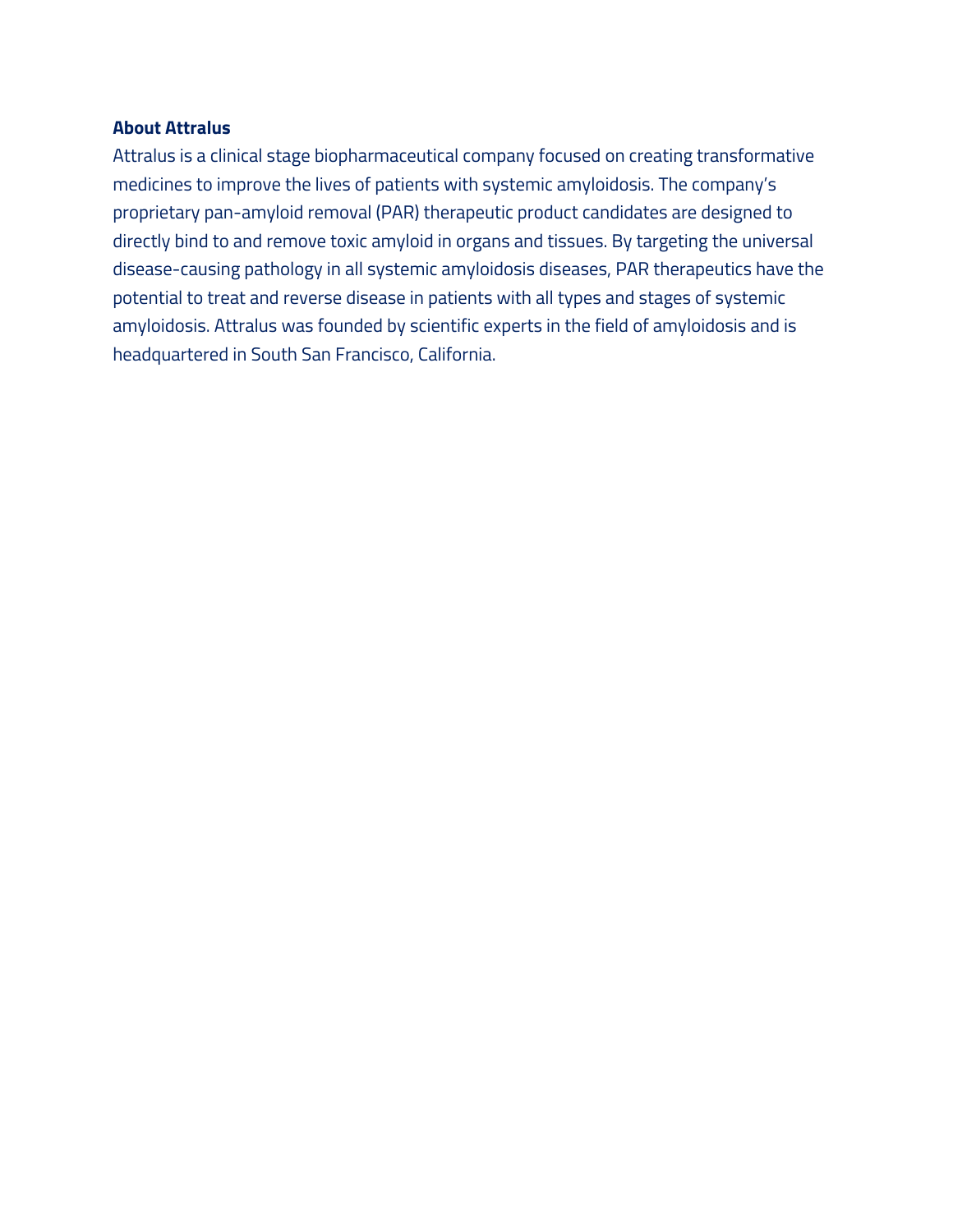**About Attralus**

Attralus is a clinical stage biopharmaceutical company focused on creating transformative medicines to improve the lives of patients with systemic amyloidosis. The company's proprietary pan-amyloid removal (PAR) therapeutic product candidates are designed to directly bind to and remove toxic amyloid in organs and tissues. By targeting the universal disease-causing pathology in all systemic amyloidosis diseases, PAR therapeutics have the potential to treat and reverse disease in patients with all types and stages of systemic amyloidosis. Attralus was founded by scientific experts in the field of amyloidosis and is headquartered in South San Francisco, California.